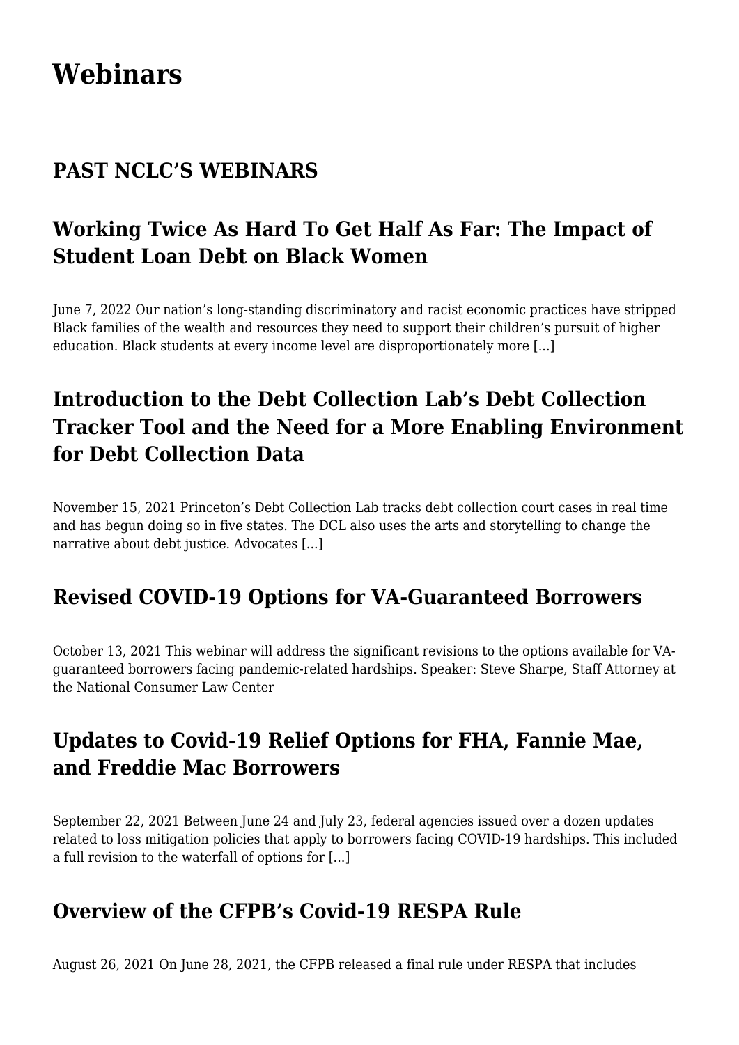# Webinars

## PAST NCLC'S WEBINARS

## Working Twice As Hard To Get Half As Far: The Impact of Student Loan Debt on Black Women

June 7, 2022 Our nation's long-standing discriminatory and racist economic practices have stripped Black families of the wealth and resources they need to support their children's pursuit of higher education. Black students at every income level are disproportionately more [...]

## Introduction to the Debt Collection Lab's Debt Collection Tracker Tool and the Need for a More Enabling Environment for Debt Collection Data

November 15, 2021 Princeton's Debt Collection Lab tracks debt collection court cases in real time and has begun doing so in five states. The DCL also uses the arts and storytelling to change the narrative about debt justice. Advocates [...]

## Revised COVID-19 Options for VA-Guaranteed Borrowers

October 13, 2021 This webinar will address the significant revisions to the options available for VA-guaranteed borrowers facing pandemic-related hardships. Speaker: Steve Sharpe, Staff Attorney at the National Consumer Law Center

## Updates to Covid-19 Relief Options for FHA, Fannie Mae, and Freddie Mac Borrowers

September 22, 2021 Between June 24 and July 23, federal agencies issued over a dozen updates related to loss mitigation policies that apply to borrowers facing COVID-19 hardships. This included a full revision to the waterfall of options for [...]

## Overview of the CFPB's Covid-19 RESPA Rule

August 26, 2021 On June 28, 2021, the CFPB released a final rule under RESPA that includes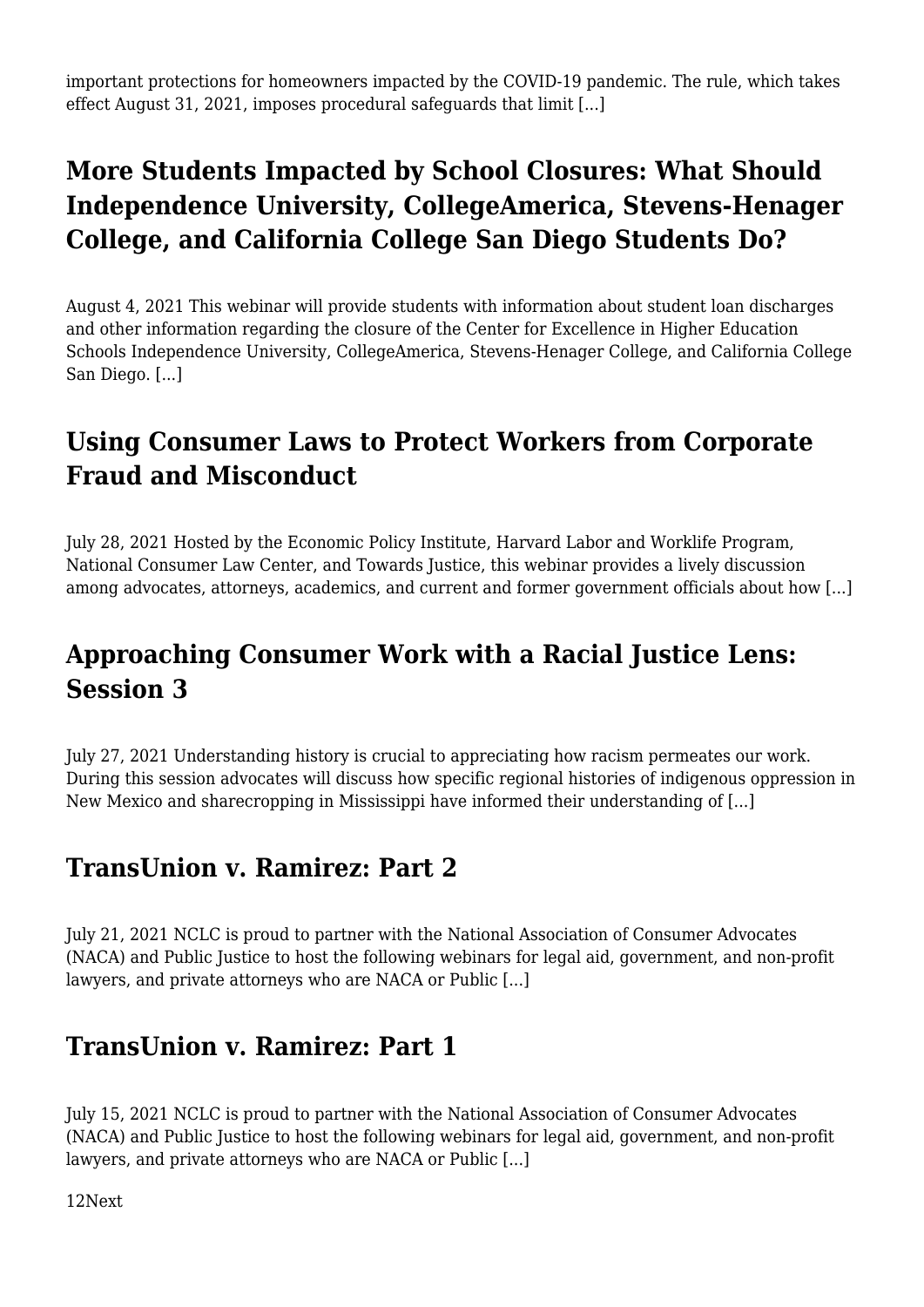important protections for homeowners impacted by the COVID-19 pandemic. The rule, which takes effect August 31, 2021, imposes procedural safeguards that limit [...]

## More Students Impacted by School Closures: What Should Independence University, CollegeAmerica, Stevens-Henager College, and California College San Diego Students Do?

August 4, 2021 This webinar will provide students with information about student loan discharges and other information regarding the closure of the Center for Excellence in Higher Education Schools Independence University, CollegeAmerica, Stevens-Henager College, and California College San Diego. [...]

## Using Consumer Laws to Protect Workers from Corporate Fraud and Misconduct

July 28, 2021 Hosted by the Economic Policy Institute, Harvard Labor and Worklife Program, National Consumer Law Center, and Towards Justice, this webinar provides a lively discussion among advocates, attorneys, academics, and current and former government officials about how [...]

## Approaching Consumer Work with a Racial Justice Lens: Session 3

July 27, 2021 Understanding history is crucial to appreciating how racism permeates our work. During this session advocates will discuss how specific regional histories of indigenous oppression in New Mexico and sharecropping in Mississippi have informed their understanding of [...]

## TransUnion v. Ramirez: Part 2

July 21, 2021 NCLC is proud to partner with the National Association of Consumer Advocates (NACA) and Public Justice to host the following webinars for legal aid, government, and non-profit lawyers, and private attorneys who are NACA or Public [...]

## TransUnion v. Ramirez: Part 1

July 15, 2021 NCLC is proud to partner with the National Association of Consumer Advocates (NACA) and Public Justice to host the following webinars for legal aid, government, and non-profit lawyers, and private attorneys who are NACA or Public [...]

12Next